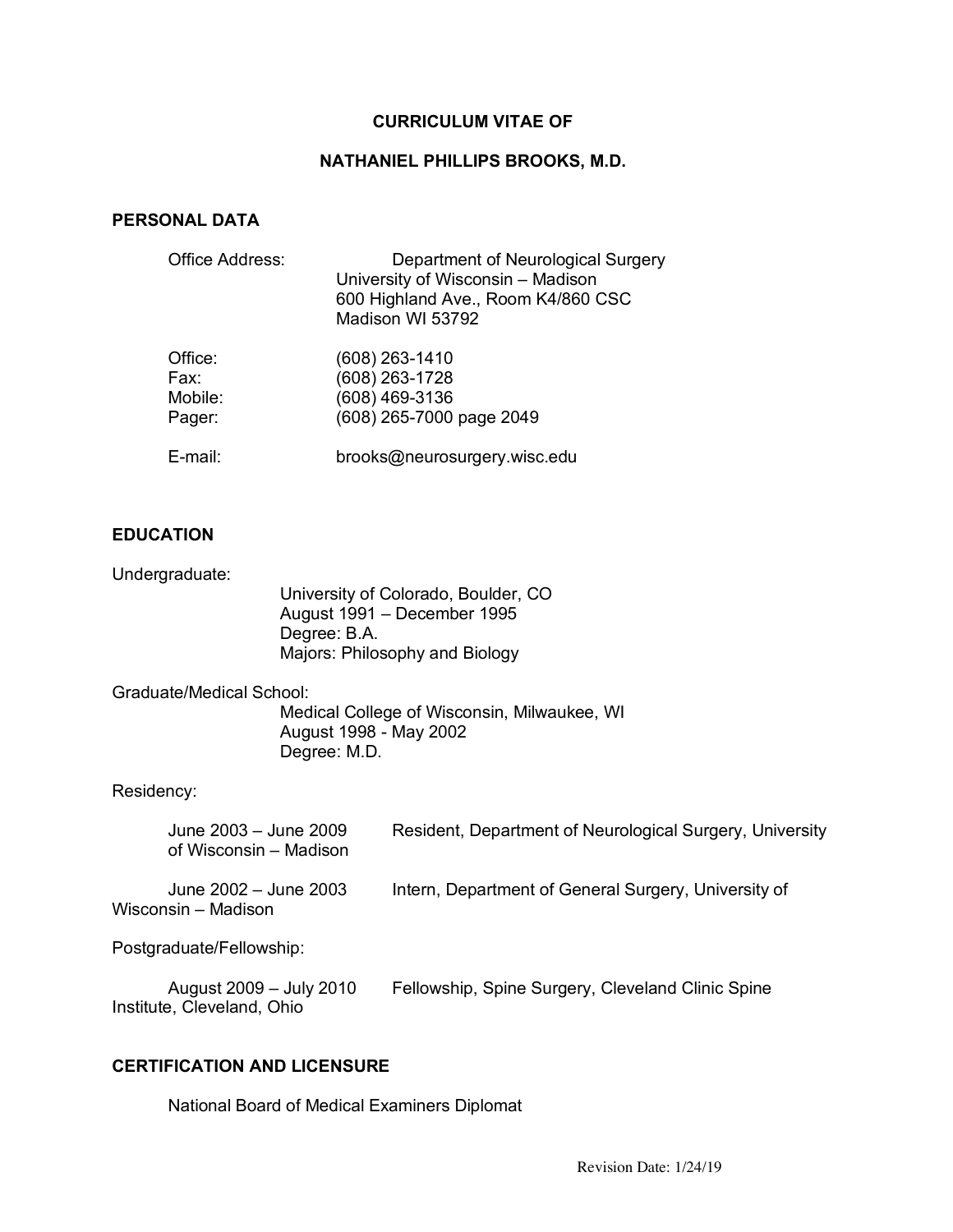# CURRICULUM VITAE OF

# NATHANIEL PHILLIPS BROOKS, M.D.

## PERSONAL DATA

Office Address: Department of Neurological Surgery
University of Wisconsin – Madison
600 Highland Ave., Room K4/860 CSC
Madison WI 53792

Office: (608) 263-1410
Fax: (608) 263-1728
Mobile: (608) 469-3136
Pager: (608) 265-7000 page 2049

E-mail: brooks@neurosurgery.wisc.edu

## EDUCATION

Undergraduate:

University of Colorado, Boulder, CO
August 1991 – December 1995
Degree: B.A.
Majors: Philosophy and Biology

Graduate/Medical School:

Medical College of Wisconsin, Milwaukee, WI
August 1998 - May 2002
Degree: M.D.

Residency:

June 2003 – June 2009 Resident, Department of Neurological Surgery, University of Wisconsin – Madison

June 2002 – June 2003 Intern, Department of General Surgery, University of Wisconsin – Madison

Postgraduate/Fellowship:

August 2009 – July 2010 Fellowship, Spine Surgery, Cleveland Clinic Spine Institute, Cleveland, Ohio

## CERTIFICATION AND LICENSURE

National Board of Medical Examiners Diplomat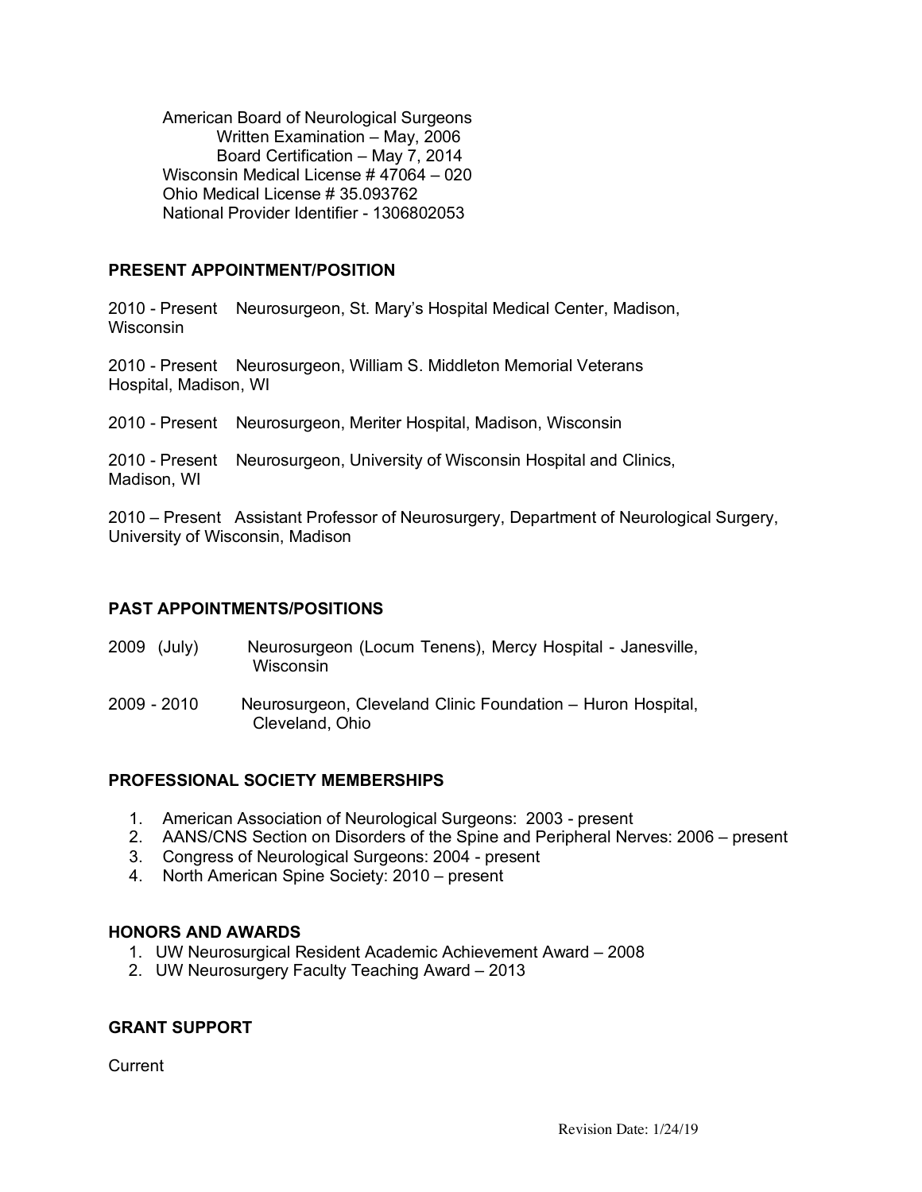American Board of Neurological Surgeons
  Written Examination – May, 2006
  Board Certification – May 7, 2014
Wisconsin Medical License # 47064 – 020
Ohio Medical License # 35.093762
National Provider Identifier - 1306802053

## PRESENT APPOINTMENT/POSITION

2010 - Present  Neurosurgeon, St. Mary's Hospital Medical Center, Madison, Wisconsin

2010 - Present  Neurosurgeon, William S. Middleton Memorial Veterans Hospital, Madison, WI

2010 - Present  Neurosurgeon, Meriter Hospital, Madison, Wisconsin

2010 - Present  Neurosurgeon, University of Wisconsin Hospital and Clinics, Madison, WI

2010 – Present  Assistant Professor of Neurosurgery, Department of Neurological Surgery, University of Wisconsin, Madison

## PAST APPOINTMENTS/POSITIONS

2009 (July)  Neurosurgeon (Locum Tenens), Mercy Hospital - Janesville, Wisconsin

2009 - 2010  Neurosurgeon, Cleveland Clinic Foundation – Huron Hospital, Cleveland, Ohio

## PROFESSIONAL SOCIETY MEMBERSHIPS

1. American Association of Neurological Surgeons: 2003 - present
2. AANS/CNS Section on Disorders of the Spine and Peripheral Nerves: 2006 – present
3. Congress of Neurological Surgeons: 2004 - present
4. North American Spine Society: 2010 – present

## HONORS AND AWARDS

1. UW Neurosurgical Resident Academic Achievement Award – 2008
2. UW Neurosurgery Faculty Teaching Award – 2013

## GRANT SUPPORT

Current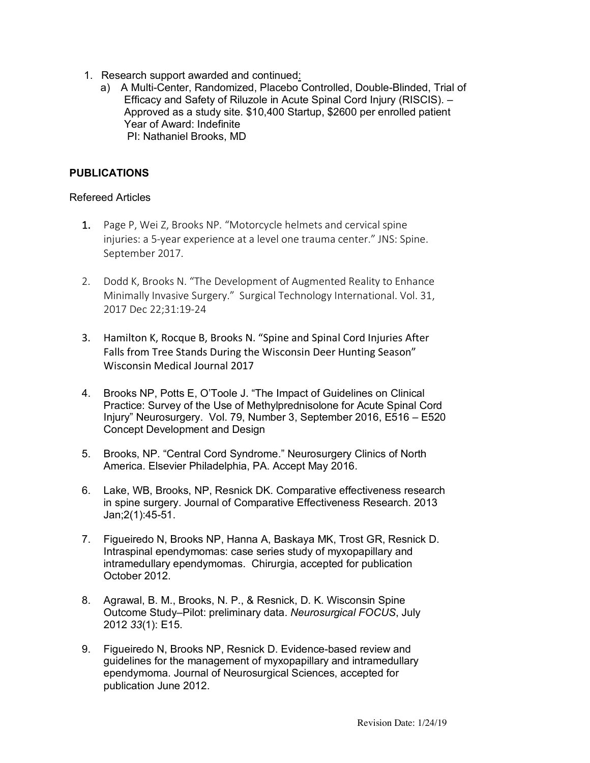1. Research support awarded and continued:
   a) A Multi-Center, Randomized, Placebo Controlled, Double-Blinded, Trial of Efficacy and Safety of Riluzole in Acute Spinal Cord Injury (RISCIS). – Approved as a study site. $10,400 Startup, $2600 per enrolled patient
      Year of Award: Indefinite
      PI: Nathaniel Brooks, MD

## PUBLICATIONS

### Refereed Articles

1. Page P, Wei Z, Brooks NP. "Motorcycle helmets and cervical spine injuries: a 5-year experience at a level one trauma center." JNS: Spine. September 2017.

2. Dodd K, Brooks N. "The Development of Augmented Reality to Enhance Minimally Invasive Surgery." Surgical Technology International. Vol. 31, 2017 Dec 22;31:19-24

3. Hamilton K, Rocque B, Brooks N. "Spine and Spinal Cord Injuries After Falls from Tree Stands During the Wisconsin Deer Hunting Season" Wisconsin Medical Journal 2017

4. Brooks NP, Potts E, O'Toole J. "The Impact of Guidelines on Clinical Practice: Survey of the Use of Methylprednisolone for Acute Spinal Cord Injury" Neurosurgery. Vol. 79, Number 3, September 2016, E516 – E520 Concept Development and Design

5. Brooks, NP. "Central Cord Syndrome." Neurosurgery Clinics of North America. Elsevier Philadelphia, PA. Accept May 2016.

6. Lake, WB, Brooks, NP, Resnick DK. Comparative effectiveness research in spine surgery. Journal of Comparative Effectiveness Research. 2013 Jan;2(1):45-51.

7. Figueiredo N, Brooks NP, Hanna A, Baskaya MK, Trost GR, Resnick D. Intraspinal ependymomas: case series study of myxopapillary and intramedullary ependymomas. Chirurgia, accepted for publication October 2012.

8. Agrawal, B. M., Brooks, N. P., & Resnick, D. K. Wisconsin Spine Outcome Study–Pilot: preliminary data. *Neurosurgical FOCUS*, July 2012 *33*(1): E15.

9. Figueiredo N, Brooks NP, Resnick D. Evidence-based review and guidelines for the management of myxopapillary and intramedullary ependymoma. Journal of Neurosurgical Sciences, accepted for publication June 2012.

Revision Date: 1/24/19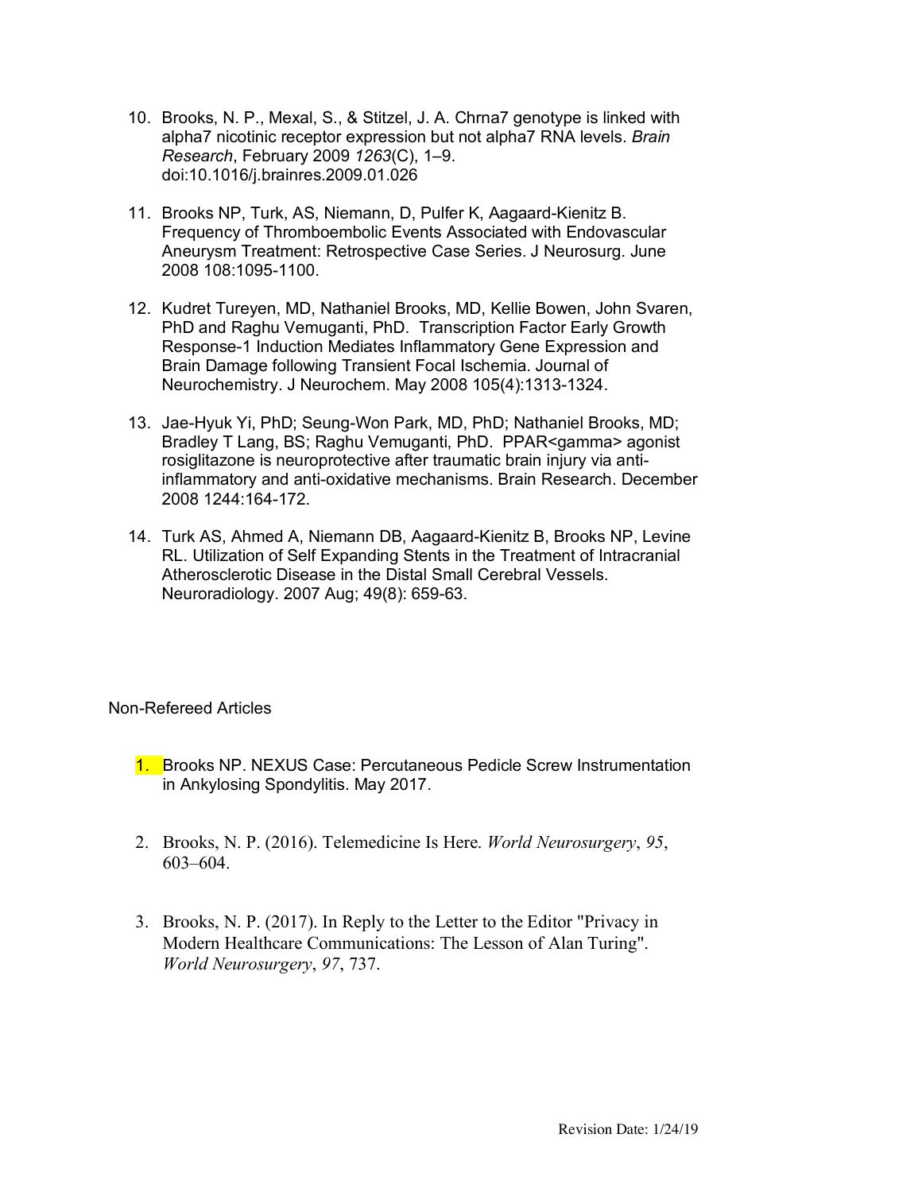10. Brooks, N. P., Mexal, S., & Stitzel, J. A. Chrna7 genotype is linked with alpha7 nicotinic receptor expression but not alpha7 RNA levels. *Brain Research*, February 2009 *1263*(C), 1–9. doi:10.1016/j.brainres.2009.01.026

11. Brooks NP, Turk, AS, Niemann, D, Pulfer K, Aagaard-Kienitz B. Frequency of Thromboembolic Events Associated with Endovascular Aneurysm Treatment: Retrospective Case Series. J Neurosurg. June 2008 108:1095-1100.

12. Kudret Tureyen, MD, Nathaniel Brooks, MD, Kellie Bowen, John Svaren, PhD and Raghu Vemuganti, PhD. Transcription Factor Early Growth Response-1 Induction Mediates Inflammatory Gene Expression and Brain Damage following Transient Focal Ischemia. Journal of Neurochemistry. J Neurochem. May 2008 105(4):1313-1324.

13. Jae-Hyuk Yi, PhD; Seung-Won Park, MD, PhD; Nathaniel Brooks, MD; Bradley T Lang, BS; Raghu Vemuganti, PhD. PPAR<gamma> agonist rosiglitazone is neuroprotective after traumatic brain injury via anti-inflammatory and anti-oxidative mechanisms. Brain Research. December 2008 1244:164-172.

14. Turk AS, Ahmed A, Niemann DB, Aagaard-Kienitz B, Brooks NP, Levine RL. Utilization of Self Expanding Stents in the Treatment of Intracranial Atherosclerotic Disease in the Distal Small Cerebral Vessels. Neuroradiology. 2007 Aug; 49(8): 659-63.

Non-Refereed Articles

1. Brooks NP. NEXUS Case: Percutaneous Pedicle Screw Instrumentation in Ankylosing Spondylitis. May 2017.

2. Brooks, N. P. (2016). Telemedicine Is Here. *World Neurosurgery*, *95*, 603–604.

3. Brooks, N. P. (2017). In Reply to the Letter to the Editor "Privacy in Modern Healthcare Communications: The Lesson of Alan Turing". *World Neurosurgery*, *97*, 737.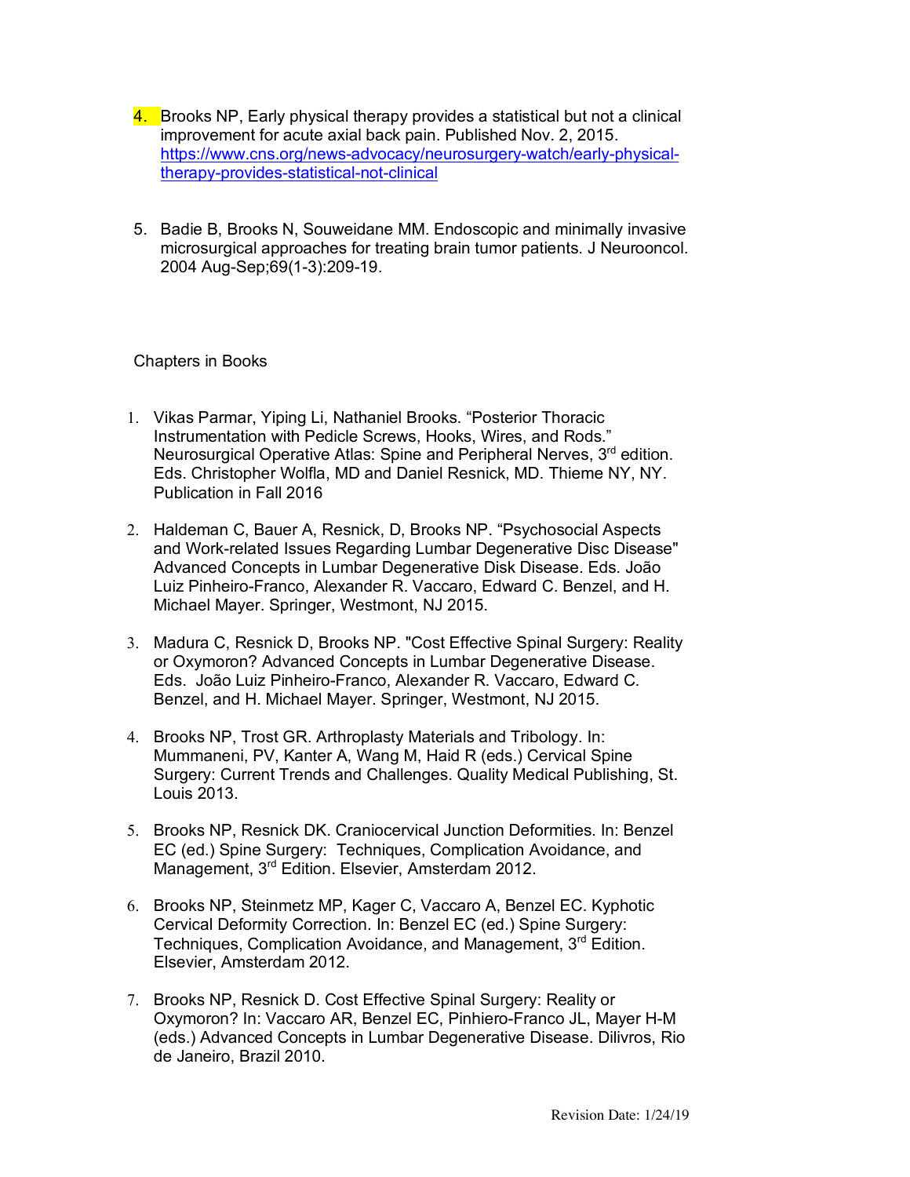4. Brooks NP, Early physical therapy provides a statistical but not a clinical improvement for acute axial back pain. Published Nov. 2, 2015. https://www.cns.org/news-advocacy/neurosurgery-watch/early-physical-therapy-provides-statistical-not-clinical

5. Badie B, Brooks N, Souweidane MM. Endoscopic and minimally invasive microsurgical approaches for treating brain tumor patients. J Neurooncol. 2004 Aug-Sep;69(1-3):209-19.

Chapters in Books

1. Vikas Parmar, Yiping Li, Nathaniel Brooks. "Posterior Thoracic Instrumentation with Pedicle Screws, Hooks, Wires, and Rods." Neurosurgical Operative Atlas: Spine and Peripheral Nerves, 3rd edition. Eds. Christopher Wolfla, MD and Daniel Resnick, MD. Thieme NY, NY. Publication in Fall 2016

2. Haldeman C, Bauer A, Resnick, D, Brooks NP. "Psychosocial Aspects and Work-related Issues Regarding Lumbar Degenerative Disc Disease" Advanced Concepts in Lumbar Degenerative Disk Disease. Eds. João Luiz Pinheiro-Franco, Alexander R. Vaccaro, Edward C. Benzel, and H. Michael Mayer. Springer, Westmont, NJ 2015.

3. Madura C, Resnick D, Brooks NP. "Cost Effective Spinal Surgery: Reality or Oxymoron? Advanced Concepts in Lumbar Degenerative Disease. Eds. João Luiz Pinheiro-Franco, Alexander R. Vaccaro, Edward C. Benzel, and H. Michael Mayer. Springer, Westmont, NJ 2015.

4. Brooks NP, Trost GR. Arthroplasty Materials and Tribology. In: Mummaneni, PV, Kanter A, Wang M, Haid R (eds.) Cervical Spine Surgery: Current Trends and Challenges. Quality Medical Publishing, St. Louis 2013.

5. Brooks NP, Resnick DK. Craniocervical Junction Deformities. In: Benzel EC (ed.) Spine Surgery: Techniques, Complication Avoidance, and Management, 3rd Edition. Elsevier, Amsterdam 2012.

6. Brooks NP, Steinmetz MP, Kager C, Vaccaro A, Benzel EC. Kyphotic Cervical Deformity Correction. In: Benzel EC (ed.) Spine Surgery: Techniques, Complication Avoidance, and Management, 3rd Edition. Elsevier, Amsterdam 2012.

7. Brooks NP, Resnick D. Cost Effective Spinal Surgery: Reality or Oxymoron? In: Vaccaro AR, Benzel EC, Pinhiero-Franco JL, Mayer H-M (eds.) Advanced Concepts in Lumbar Degenerative Disease. Dilivros, Rio de Janeiro, Brazil 2010.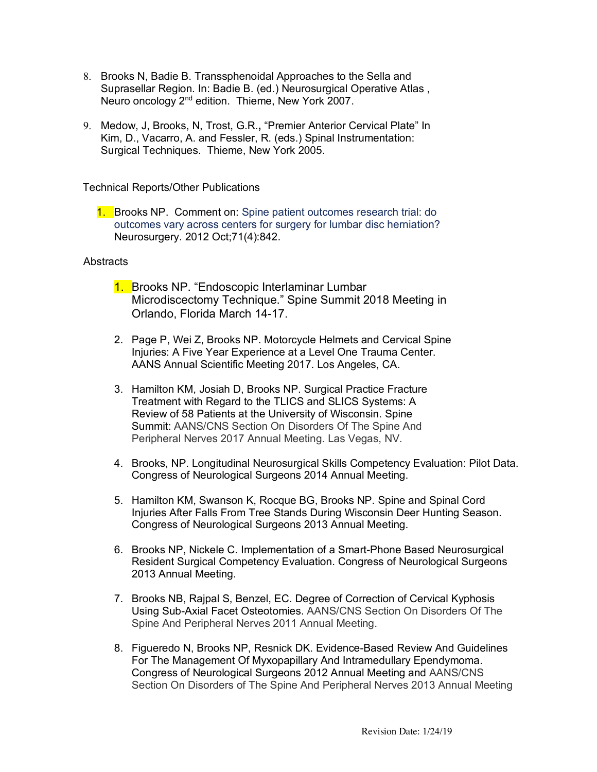8. Brooks N, Badie B. Transsphenoidal Approaches to the Sella and Suprasellar Region. In: Badie B. (ed.) Neurosurgical Operative Atlas , Neuro oncology 2nd edition. Thieme, New York 2007.

9. Medow, J, Brooks, N, Trost, G.R., "Premier Anterior Cervical Plate" In Kim, D., Vacarro, A. and Fessler, R. (eds.) Spinal Instrumentation: Surgical Techniques. Thieme, New York 2005.

Technical Reports/Other Publications

1. Brooks NP. Comment on: Spine patient outcomes research trial: do outcomes vary across centers for surgery for lumbar disc herniation? Neurosurgery. 2012 Oct;71(4):842.

Abstracts

1. Brooks NP. "Endoscopic Interlaminar Lumbar Microdiscectomy Technique." Spine Summit 2018 Meeting in Orlando, Florida March 14-17.

2. Page P, Wei Z, Brooks NP. Motorcycle Helmets and Cervical Spine Injuries: A Five Year Experience at a Level One Trauma Center. AANS Annual Scientific Meeting 2017. Los Angeles, CA.

3. Hamilton KM, Josiah D, Brooks NP. Surgical Practice Fracture Treatment with Regard to the TLICS and SLICS Systems: A Review of 58 Patients at the University of Wisconsin. Spine Summit: AANS/CNS Section On Disorders Of The Spine And Peripheral Nerves 2017 Annual Meeting. Las Vegas, NV.

4. Brooks, NP. Longitudinal Neurosurgical Skills Competency Evaluation: Pilot Data. Congress of Neurological Surgeons 2014 Annual Meeting.

5. Hamilton KM, Swanson K, Rocque BG, Brooks NP. Spine and Spinal Cord Injuries After Falls From Tree Stands During Wisconsin Deer Hunting Season. Congress of Neurological Surgeons 2013 Annual Meeting.

6. Brooks NP, Nickele C. Implementation of a Smart-Phone Based Neurosurgical Resident Surgical Competency Evaluation. Congress of Neurological Surgeons 2013 Annual Meeting.

7. Brooks NB, Rajpal S, Benzel, EC. Degree of Correction of Cervical Kyphosis Using Sub-Axial Facet Osteotomies. AANS/CNS Section On Disorders Of The Spine And Peripheral Nerves 2011 Annual Meeting.

8. Figueredo N, Brooks NP, Resnick DK. Evidence-Based Review And Guidelines For The Management Of Myxopapillary And Intramedullary Ependymoma. Congress of Neurological Surgeons 2012 Annual Meeting and AANS/CNS Section On Disorders of The Spine And Peripheral Nerves 2013 Annual Meeting

Revision Date: 1/24/19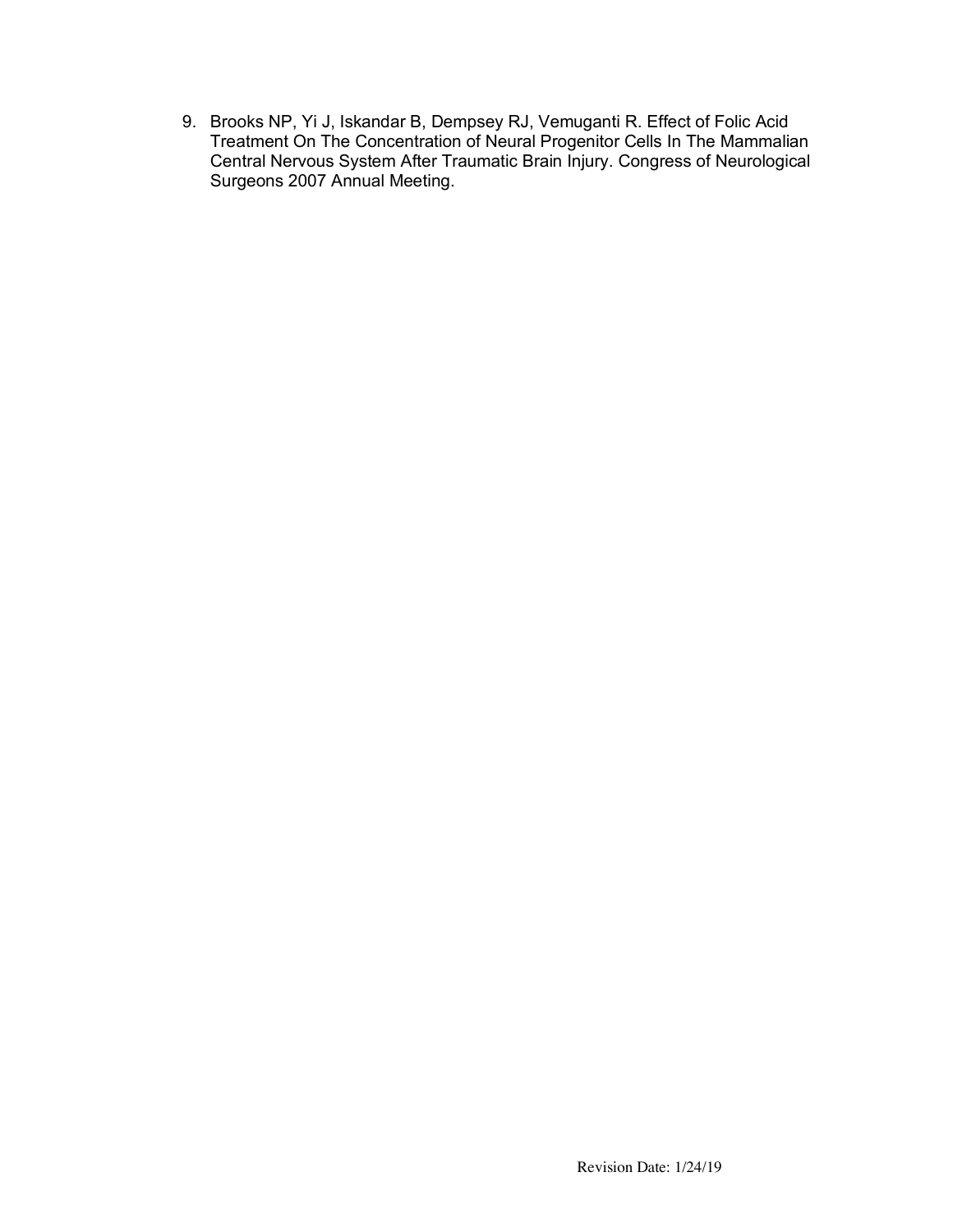9. Brooks NP, Yi J, Iskandar B, Dempsey RJ, Vemuganti R. Effect of Folic Acid Treatment On The Concentration of Neural Progenitor Cells In The Mammalian Central Nervous System After Traumatic Brain Injury. Congress of Neurological Surgeons 2007 Annual Meeting.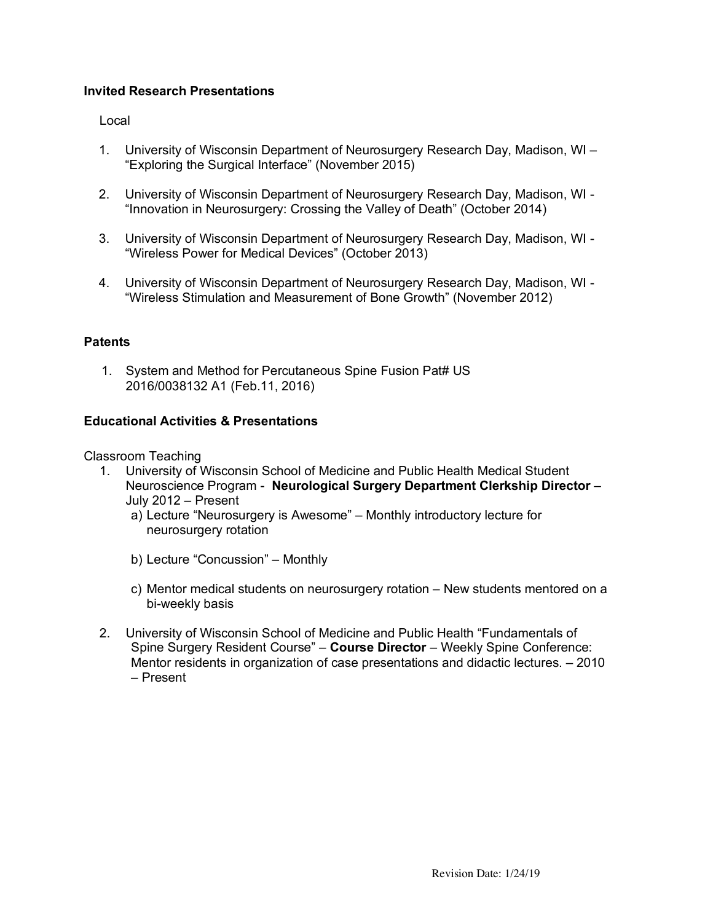### Invited Research Presentations

Local

1. University of Wisconsin Department of Neurosurgery Research Day, Madison, WI – "Exploring the Surgical Interface" (November 2015)

2. University of Wisconsin Department of Neurosurgery Research Day, Madison, WI - "Innovation in Neurosurgery: Crossing the Valley of Death" (October 2014)

3. University of Wisconsin Department of Neurosurgery Research Day, Madison, WI - "Wireless Power for Medical Devices" (October 2013)

4. University of Wisconsin Department of Neurosurgery Research Day, Madison, WI - "Wireless Stimulation and Measurement of Bone Growth" (November 2012)

### Patents

1. System and Method for Percutaneous Spine Fusion Pat# US 2016/0038132 A1 (Feb.11, 2016)

### Educational Activities & Presentations

Classroom Teaching

1. University of Wisconsin School of Medicine and Public Health Medical Student Neuroscience Program - **Neurological Surgery Department Clerkship Director** – July 2012 – Present
   a) Lecture "Neurosurgery is Awesome" – Monthly introductory lecture for neurosurgery rotation

   b) Lecture "Concussion" – Monthly

   c) Mentor medical students on neurosurgery rotation – New students mentored on a bi-weekly basis

2. University of Wisconsin School of Medicine and Public Health "Fundamentals of Spine Surgery Resident Course" – **Course Director** – Weekly Spine Conference: Mentor residents in organization of case presentations and didactic lectures. – 2010 – Present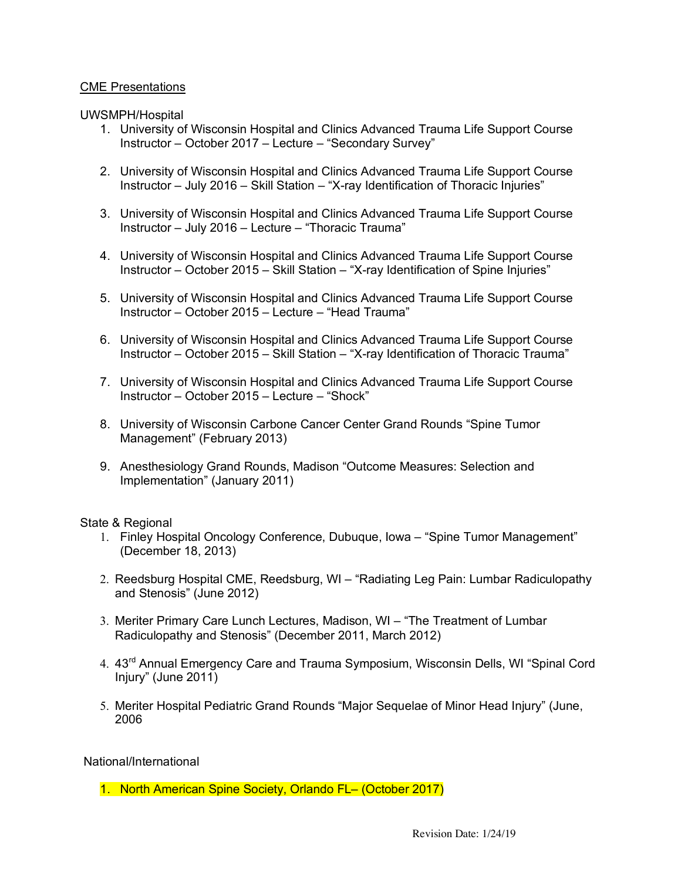## CME Presentations

UWSMPH/Hospital

1. University of Wisconsin Hospital and Clinics Advanced Trauma Life Support Course Instructor – October 2017 – Lecture – "Secondary Survey"

2. University of Wisconsin Hospital and Clinics Advanced Trauma Life Support Course Instructor – July 2016 – Skill Station – "X-ray Identification of Thoracic Injuries"

3. University of Wisconsin Hospital and Clinics Advanced Trauma Life Support Course Instructor – July 2016 – Lecture – "Thoracic Trauma"

4. University of Wisconsin Hospital and Clinics Advanced Trauma Life Support Course Instructor – October 2015 – Skill Station – "X-ray Identification of Spine Injuries"

5. University of Wisconsin Hospital and Clinics Advanced Trauma Life Support Course Instructor – October 2015 – Lecture – "Head Trauma"

6. University of Wisconsin Hospital and Clinics Advanced Trauma Life Support Course Instructor – October 2015 – Skill Station – "X-ray Identification of Thoracic Trauma"

7. University of Wisconsin Hospital and Clinics Advanced Trauma Life Support Course Instructor – October 2015 – Lecture – "Shock"

8. University of Wisconsin Carbone Cancer Center Grand Rounds "Spine Tumor Management" (February 2013)

9. Anesthesiology Grand Rounds, Madison "Outcome Measures: Selection and Implementation" (January 2011)

State & Regional

1. Finley Hospital Oncology Conference, Dubuque, Iowa – "Spine Tumor Management" (December 18, 2013)

2. Reedsburg Hospital CME, Reedsburg, WI – "Radiating Leg Pain: Lumbar Radiculopathy and Stenosis" (June 2012)

3. Meriter Primary Care Lunch Lectures, Madison, WI – "The Treatment of Lumbar Radiculopathy and Stenosis" (December 2011, March 2012)

4. 43rd Annual Emergency Care and Trauma Symposium, Wisconsin Dells, WI "Spinal Cord Injury" (June 2011)

5. Meriter Hospital Pediatric Grand Rounds "Major Sequelae of Minor Head Injury" (June, 2006

National/International

1. North American Spine Society, Orlando FL– (October 2017)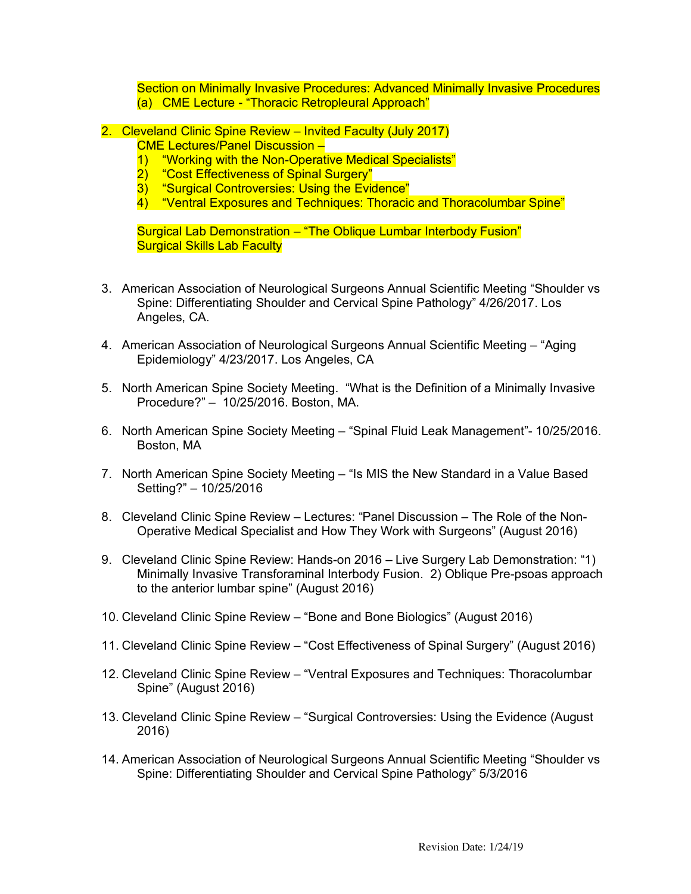Section on Minimally Invasive Procedures: Advanced Minimally Invasive Procedures
(a) CME Lecture - “Thoracic Retropleural Approach”

2. Cleveland Clinic Spine Review – Invited Faculty (July 2017)
   CME Lectures/Panel Discussion –
   1) “Working with the Non-Operative Medical Specialists”
   2) “Cost Effectiveness of Spinal Surgery”
   3) “Surgical Controversies: Using the Evidence”
   4) “Ventral Exposures and Techniques: Thoracic and Thoracolumbar Spine”

   Surgical Lab Demonstration – “The Oblique Lumbar Interbody Fusion”
   Surgical Skills Lab Faculty

3. American Association of Neurological Surgeons Annual Scientific Meeting “Shoulder vs Spine: Differentiating Shoulder and Cervical Spine Pathology” 4/26/2017. Los Angeles, CA.

4. American Association of Neurological Surgeons Annual Scientific Meeting – “Aging Epidemiology” 4/23/2017. Los Angeles, CA

5. North American Spine Society Meeting. “What is the Definition of a Minimally Invasive Procedure?” – 10/25/2016. Boston, MA.

6. North American Spine Society Meeting – “Spinal Fluid Leak Management”- 10/25/2016. Boston, MA

7. North American Spine Society Meeting – “Is MIS the New Standard in a Value Based Setting?” – 10/25/2016

8. Cleveland Clinic Spine Review – Lectures: “Panel Discussion – The Role of the Non-Operative Medical Specialist and How They Work with Surgeons” (August 2016)

9. Cleveland Clinic Spine Review: Hands-on 2016 – Live Surgery Lab Demonstration: “1) Minimally Invasive Transforaminal Interbody Fusion. 2) Oblique Pre-psoas approach to the anterior lumbar spine” (August 2016)

10. Cleveland Clinic Spine Review – “Bone and Bone Biologics” (August 2016)

11. Cleveland Clinic Spine Review – “Cost Effectiveness of Spinal Surgery” (August 2016)

12. Cleveland Clinic Spine Review – “Ventral Exposures and Techniques: Thoracolumbar Spine” (August 2016)

13. Cleveland Clinic Spine Review – “Surgical Controversies: Using the Evidence (August 2016)

14. American Association of Neurological Surgeons Annual Scientific Meeting “Shoulder vs Spine: Differentiating Shoulder and Cervical Spine Pathology” 5/3/2016

Revision Date: 1/24/19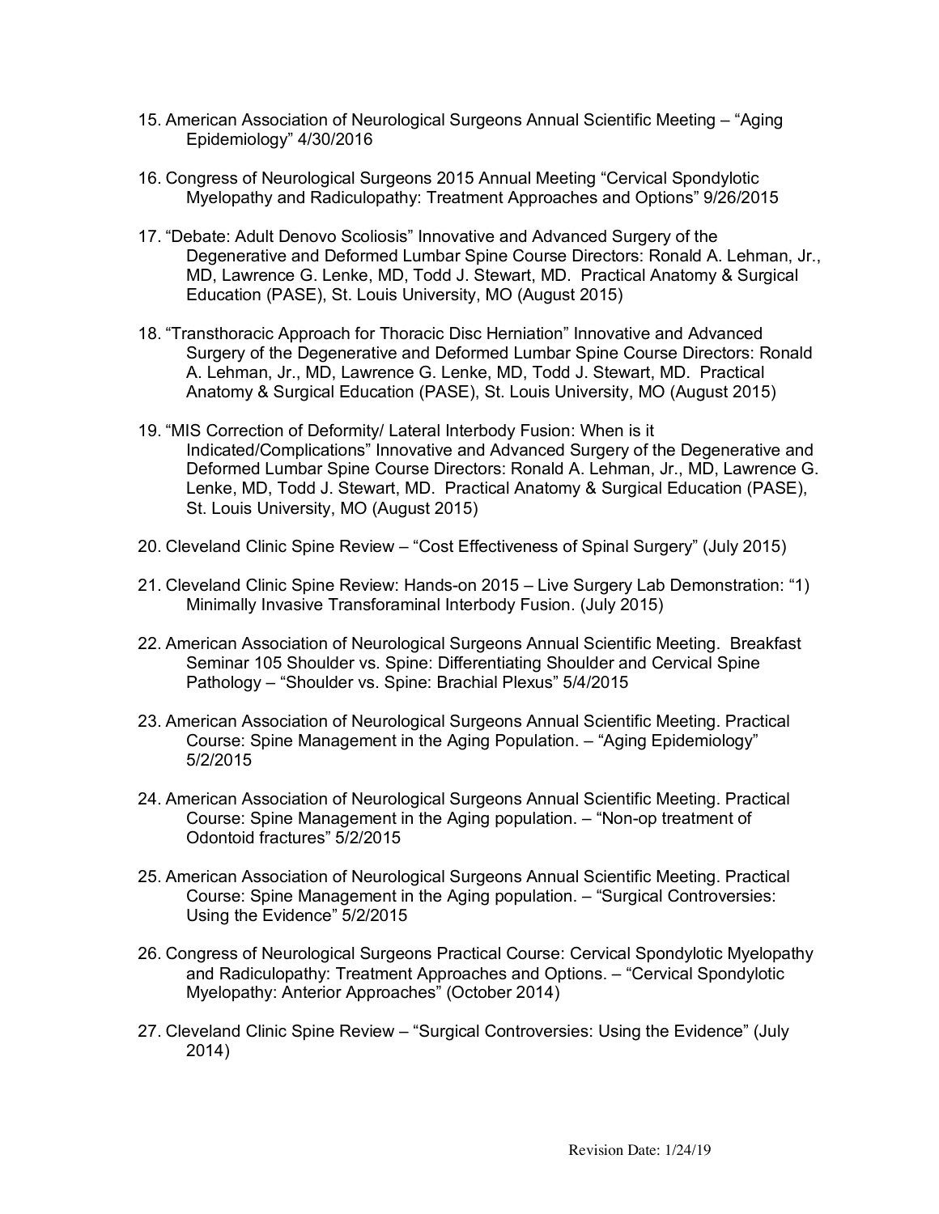15. American Association of Neurological Surgeons Annual Scientific Meeting – "Aging Epidemiology" 4/30/2016

16. Congress of Neurological Surgeons 2015 Annual Meeting "Cervical Spondylotic Myelopathy and Radiculopathy: Treatment Approaches and Options" 9/26/2015

17. "Debate: Adult Denovo Scoliosis" Innovative and Advanced Surgery of the Degenerative and Deformed Lumbar Spine Course Directors: Ronald A. Lehman, Jr., MD, Lawrence G. Lenke, MD, Todd J. Stewart, MD. Practical Anatomy & Surgical Education (PASE), St. Louis University, MO (August 2015)

18. "Transthoracic Approach for Thoracic Disc Herniation" Innovative and Advanced Surgery of the Degenerative and Deformed Lumbar Spine Course Directors: Ronald A. Lehman, Jr., MD, Lawrence G. Lenke, MD, Todd J. Stewart, MD. Practical Anatomy & Surgical Education (PASE), St. Louis University, MO (August 2015)

19. "MIS Correction of Deformity/ Lateral Interbody Fusion: When is it Indicated/Complications" Innovative and Advanced Surgery of the Degenerative and Deformed Lumbar Spine Course Directors: Ronald A. Lehman, Jr., MD, Lawrence G. Lenke, MD, Todd J. Stewart, MD. Practical Anatomy & Surgical Education (PASE), St. Louis University, MO (August 2015)

20. Cleveland Clinic Spine Review – "Cost Effectiveness of Spinal Surgery" (July 2015)

21. Cleveland Clinic Spine Review: Hands-on 2015 – Live Surgery Lab Demonstration: "1) Minimally Invasive Transforaminal Interbody Fusion. (July 2015)

22. American Association of Neurological Surgeons Annual Scientific Meeting. Breakfast Seminar 105 Shoulder vs. Spine: Differentiating Shoulder and Cervical Spine Pathology – "Shoulder vs. Spine: Brachial Plexus" 5/4/2015

23. American Association of Neurological Surgeons Annual Scientific Meeting. Practical Course: Spine Management in the Aging Population. – "Aging Epidemiology" 5/2/2015

24. American Association of Neurological Surgeons Annual Scientific Meeting. Practical Course: Spine Management in the Aging population. – "Non-op treatment of Odontoid fractures" 5/2/2015

25. American Association of Neurological Surgeons Annual Scientific Meeting. Practical Course: Spine Management in the Aging population. – "Surgical Controversies: Using the Evidence" 5/2/2015

26. Congress of Neurological Surgeons Practical Course: Cervical Spondylotic Myelopathy and Radiculopathy: Treatment Approaches and Options. – "Cervical Spondylotic Myelopathy: Anterior Approaches" (October 2014)

27. Cleveland Clinic Spine Review – "Surgical Controversies: Using the Evidence" (July 2014)

Revision Date: 1/24/19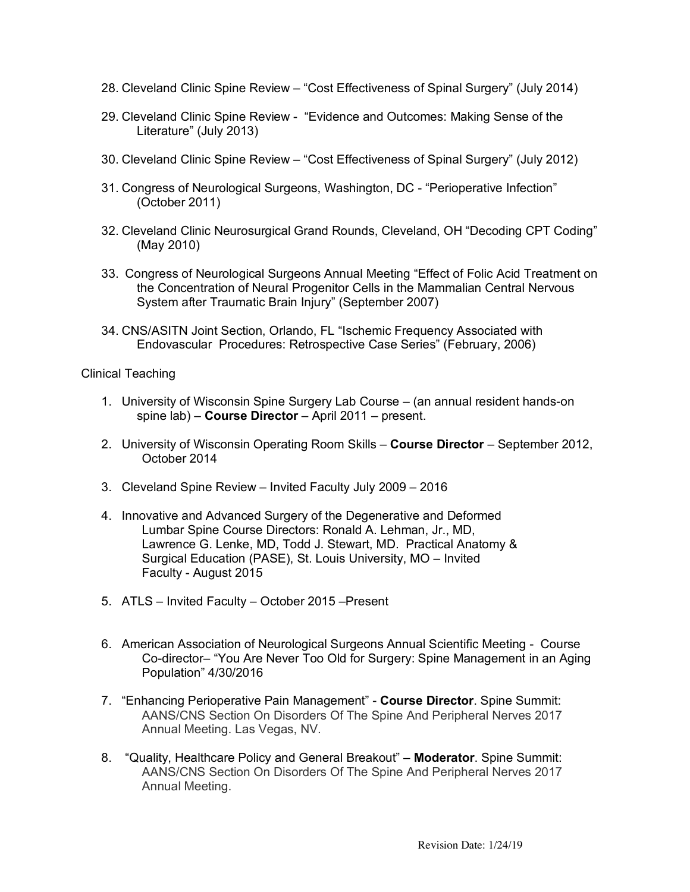28. Cleveland Clinic Spine Review – “Cost Effectiveness of Spinal Surgery” (July 2014)

29. Cleveland Clinic Spine Review - “Evidence and Outcomes: Making Sense of the Literature” (July 2013)

30. Cleveland Clinic Spine Review – “Cost Effectiveness of Spinal Surgery” (July 2012)

31. Congress of Neurological Surgeons, Washington, DC - “Perioperative Infection” (October 2011)

32. Cleveland Clinic Neurosurgical Grand Rounds, Cleveland, OH “Decoding CPT Coding” (May 2010)

33. Congress of Neurological Surgeons Annual Meeting “Effect of Folic Acid Treatment on the Concentration of Neural Progenitor Cells in the Mammalian Central Nervous System after Traumatic Brain Injury” (September 2007)

34. CNS/ASITN Joint Section, Orlando, FL “Ischemic Frequency Associated with Endovascular Procedures: Retrospective Case Series” (February, 2006)

Clinical Teaching

1. University of Wisconsin Spine Surgery Lab Course – (an annual resident hands-on spine lab) – **Course Director** – April 2011 – present.

2. University of Wisconsin Operating Room Skills – **Course Director** – September 2012, October 2014

3. Cleveland Spine Review – Invited Faculty July 2009 – 2016

4. Innovative and Advanced Surgery of the Degenerative and Deformed Lumbar Spine Course Directors: Ronald A. Lehman, Jr., MD, Lawrence G. Lenke, MD, Todd J. Stewart, MD. Practical Anatomy & Surgical Education (PASE), St. Louis University, MO – Invited Faculty - August 2015

5. ATLS – Invited Faculty – October 2015 –Present

6. American Association of Neurological Surgeons Annual Scientific Meeting - Course Co-director– “You Are Never Too Old for Surgery: Spine Management in an Aging Population” 4/30/2016

7. “Enhancing Perioperative Pain Management” - **Course Director**. Spine Summit: AANS/CNS Section On Disorders Of The Spine And Peripheral Nerves 2017 Annual Meeting. Las Vegas, NV.

8. “Quality, Healthcare Policy and General Breakout” – **Moderator**. Spine Summit: AANS/CNS Section On Disorders Of The Spine And Peripheral Nerves 2017 Annual Meeting.

Revision Date: 1/24/19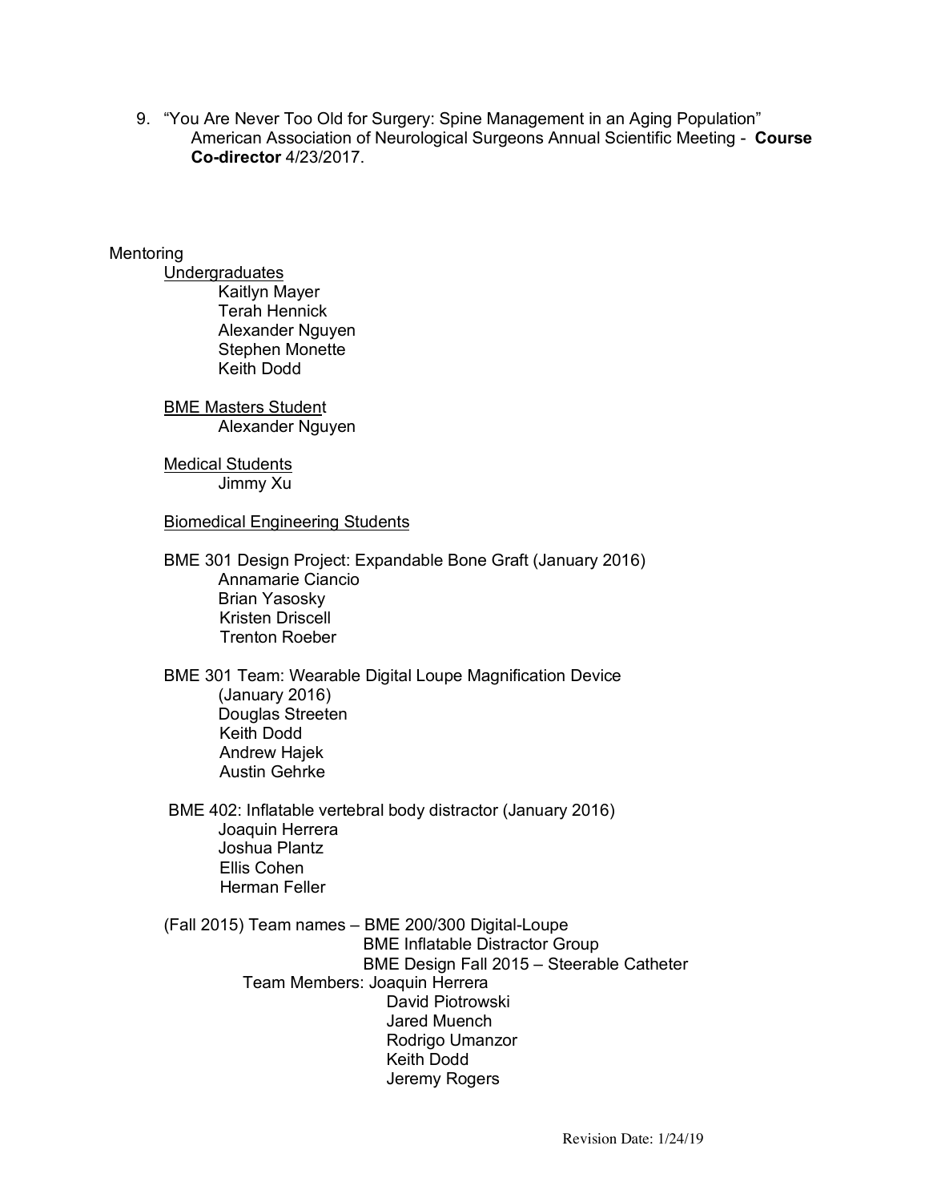9. "You Are Never Too Old for Surgery: Spine Management in an Aging Population" American Association of Neurological Surgeons Annual Scientific Meeting - **Course Co-director** 4/23/2017.

Mentoring

Undergraduates

- Kaitlyn Mayer
- Terah Hennick
- Alexander Nguyen
- Stephen Monette
- Keith Dodd

BME Masters Student

- Alexander Nguyen

Medical Students

- Jimmy Xu

Biomedical Engineering Students

BME 301 Design Project: Expandable Bone Graft (January 2016)

- Annamarie Ciancio
- Brian Yasosky
- Kristen Driscell
- Trenton Roeber

BME 301 Team: Wearable Digital Loupe Magnification Device (January 2016)

- Douglas Streeten
- Keith Dodd
- Andrew Hajek
- Austin Gehrke

BME 402: Inflatable vertebral body distractor (January 2016)

- Joaquin Herrera
- Joshua Plantz
- Ellis Cohen
- Herman Feller

(Fall 2015) Team names – BME 200/300 Digital-Loupe
BME Inflatable Distractor Group
BME Design Fall 2015 – Steerable Catheter

Team Members:

- Joaquin Herrera
- David Piotrowski
- Jared Muench
- Rodrigo Umanzor
- Keith Dodd
- Jeremy Rogers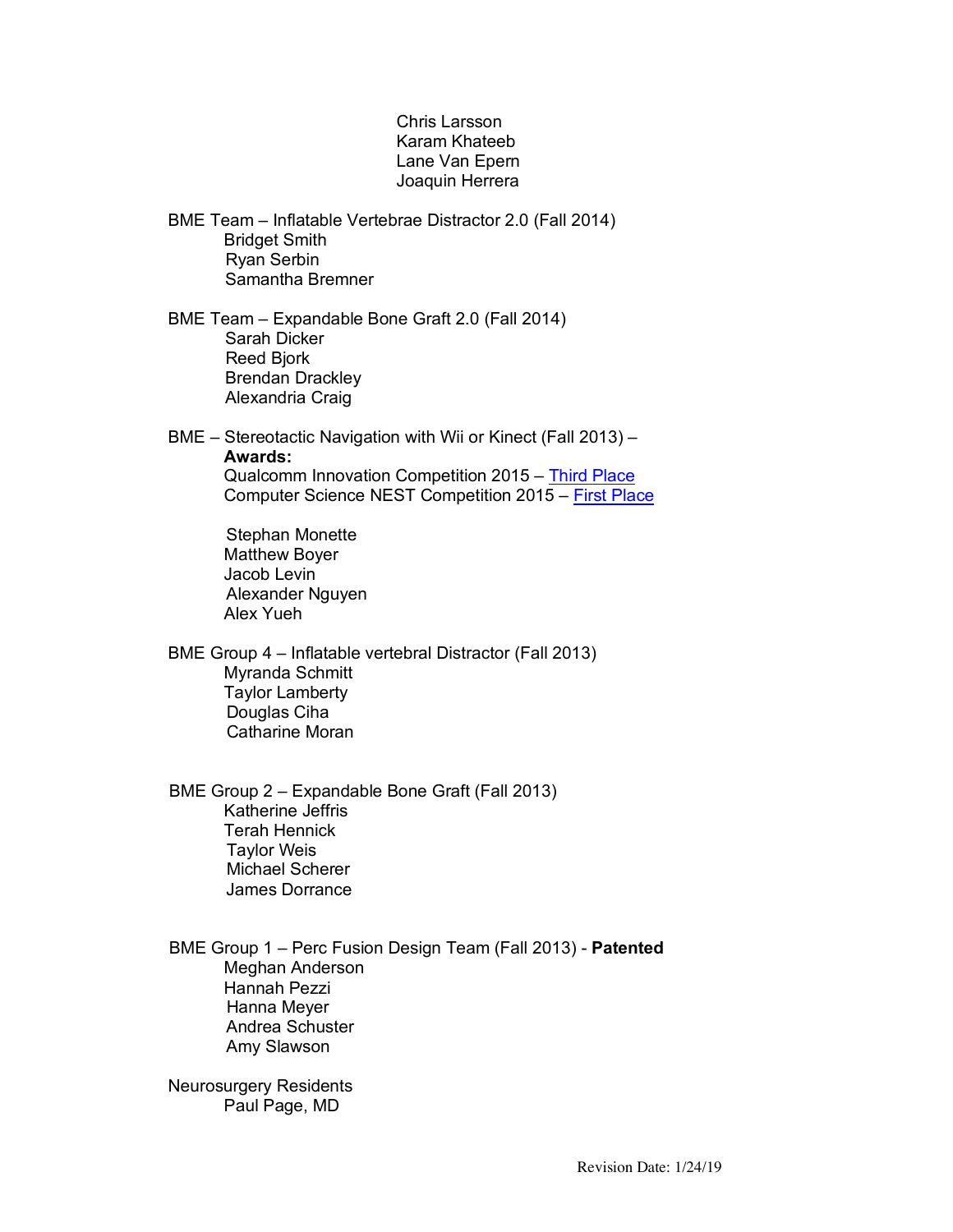Chris Larsson
Karam Khateeb
Lane Van Epern
Joaquin Herrera

BME Team – Inflatable Vertebrae Distractor 2.0 (Fall 2014)
- Bridget Smith
- Ryan Serbin
- Samantha Bremner

BME Team – Expandable Bone Graft 2.0 (Fall 2014)
- Sarah Dicker
- Reed Bjork
- Brendan Drackley
- Alexandria Craig

BME – Stereotactic Navigation with Wii or Kinect (Fall 2013) –

**Awards:**
- Qualcomm Innovation Competition 2015 – Third Place
- Computer Science NEST Competition 2015 – First Place

- Stephan Monette
- Matthew Boyer
- Jacob Levin
- Alexander Nguyen
- Alex Yueh

BME Group 4 – Inflatable vertebral Distractor (Fall 2013)
- Myranda Schmitt
- Taylor Lamberty
- Douglas Ciha
- Catharine Moran

BME Group 2 – Expandable Bone Graft (Fall 2013)
- Katherine Jeffris
- Terah Hennick
- Taylor Weis
- Michael Scherer
- James Dorrance

BME Group 1 – Perc Fusion Design Team (Fall 2013) - **Patented**
- Meghan Anderson
- Hannah Pezzi
- Hanna Meyer
- Andrea Schuster
- Amy Slawson

Neurosurgery Residents
- Paul Page, MD

Revision Date: 1/24/19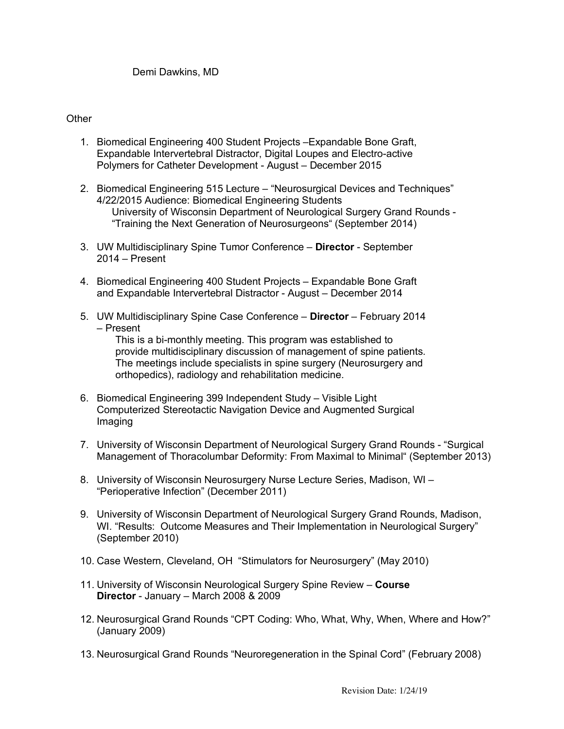Demi Dawkins, MD

Other

1. Biomedical Engineering 400 Student Projects –Expandable Bone Graft, Expandable Intervertebral Distractor, Digital Loupes and Electro-active Polymers for Catheter Development - August – December 2015

2. Biomedical Engineering 515 Lecture – "Neurosurgical Devices and Techniques" 4/22/2015 Audience: Biomedical Engineering Students
   University of Wisconsin Department of Neurological Surgery Grand Rounds - "Training the Next Generation of Neurosurgeons" (September 2014)

3. UW Multidisciplinary Spine Tumor Conference – **Director** - September 2014 – Present

4. Biomedical Engineering 400 Student Projects – Expandable Bone Graft and Expandable Intervertebral Distractor - August – December 2014

5. UW Multidisciplinary Spine Case Conference – **Director** – February 2014 – Present
   This is a bi-monthly meeting. This program was established to provide multidisciplinary discussion of management of spine patients. The meetings include specialists in spine surgery (Neurosurgery and orthopedics), radiology and rehabilitation medicine.

6. Biomedical Engineering 399 Independent Study – Visible Light Computerized Stereotactic Navigation Device and Augmented Surgical Imaging

7. University of Wisconsin Department of Neurological Surgery Grand Rounds - "Surgical Management of Thoracolumbar Deformity: From Maximal to Minimal" (September 2013)

8. University of Wisconsin Neurosurgery Nurse Lecture Series, Madison, WI – "Perioperative Infection" (December 2011)

9. University of Wisconsin Department of Neurological Surgery Grand Rounds, Madison, WI. "Results: Outcome Measures and Their Implementation in Neurological Surgery" (September 2010)

10. Case Western, Cleveland, OH "Stimulators for Neurosurgery" (May 2010)

11. University of Wisconsin Neurological Surgery Spine Review – **Course Director** - January – March 2008 & 2009

12. Neurosurgical Grand Rounds "CPT Coding: Who, What, Why, When, Where and How?" (January 2009)

13. Neurosurgical Grand Rounds "Neuroregeneration in the Spinal Cord" (February 2008)

Revision Date: 1/24/19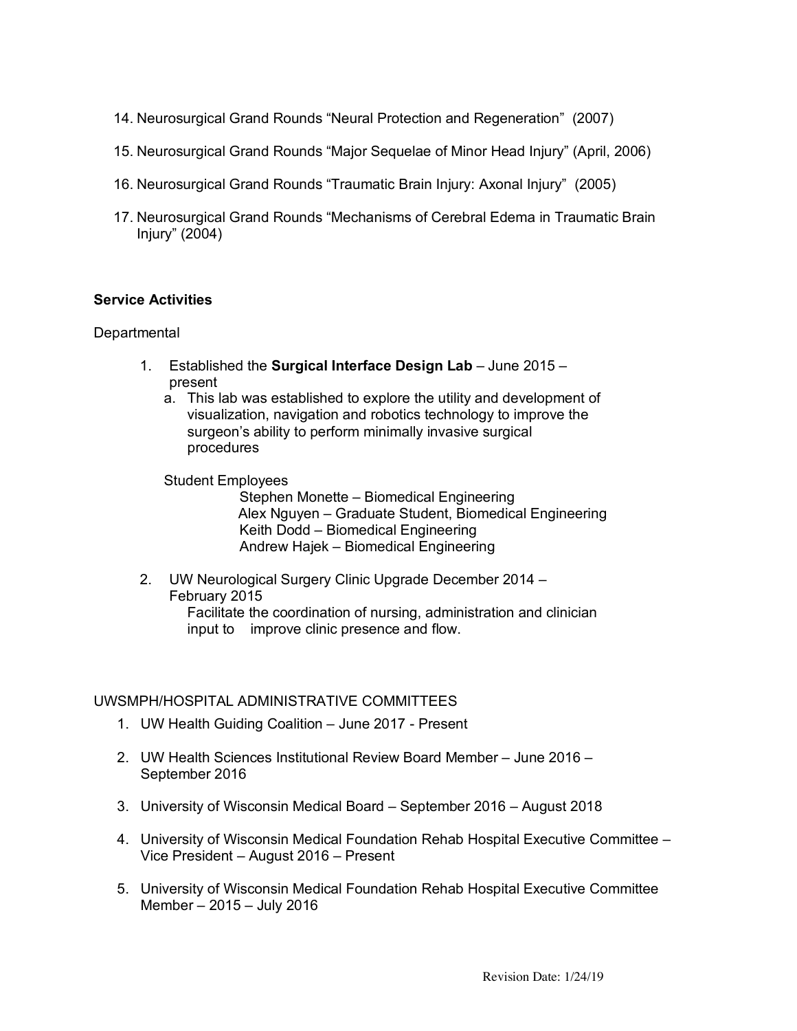14. Neurosurgical Grand Rounds "Neural Protection and Regeneration" (2007)

15. Neurosurgical Grand Rounds "Major Sequelae of Minor Head Injury" (April, 2006)

16. Neurosurgical Grand Rounds "Traumatic Brain Injury: Axonal Injury" (2005)

17. Neurosurgical Grand Rounds "Mechanisms of Cerebral Edema in Traumatic Brain Injury" (2004)

**Service Activities**

Departmental

1. Established the **Surgical Interface Design Lab** – June 2015 – present
   a. This lab was established to explore the utility and development of visualization, navigation and robotics technology to improve the surgeon's ability to perform minimally invasive surgical procedures

   Student Employees
   - Stephen Monette – Biomedical Engineering
   - Alex Nguyen – Graduate Student, Biomedical Engineering
   - Keith Dodd – Biomedical Engineering
   - Andrew Hajek – Biomedical Engineering

2. UW Neurological Surgery Clinic Upgrade December 2014 – February 2015
   Facilitate the coordination of nursing, administration and clinician input to improve clinic presence and flow.

UWSMPH/HOSPITAL ADMINISTRATIVE COMMITTEES

1. UW Health Guiding Coalition – June 2017 - Present

2. UW Health Sciences Institutional Review Board Member – June 2016 – September 2016

3. University of Wisconsin Medical Board – September 2016 – August 2018

4. University of Wisconsin Medical Foundation Rehab Hospital Executive Committee – Vice President – August 2016 – Present

5. University of Wisconsin Medical Foundation Rehab Hospital Executive Committee Member – 2015 – July 2016

Revision Date: 1/24/19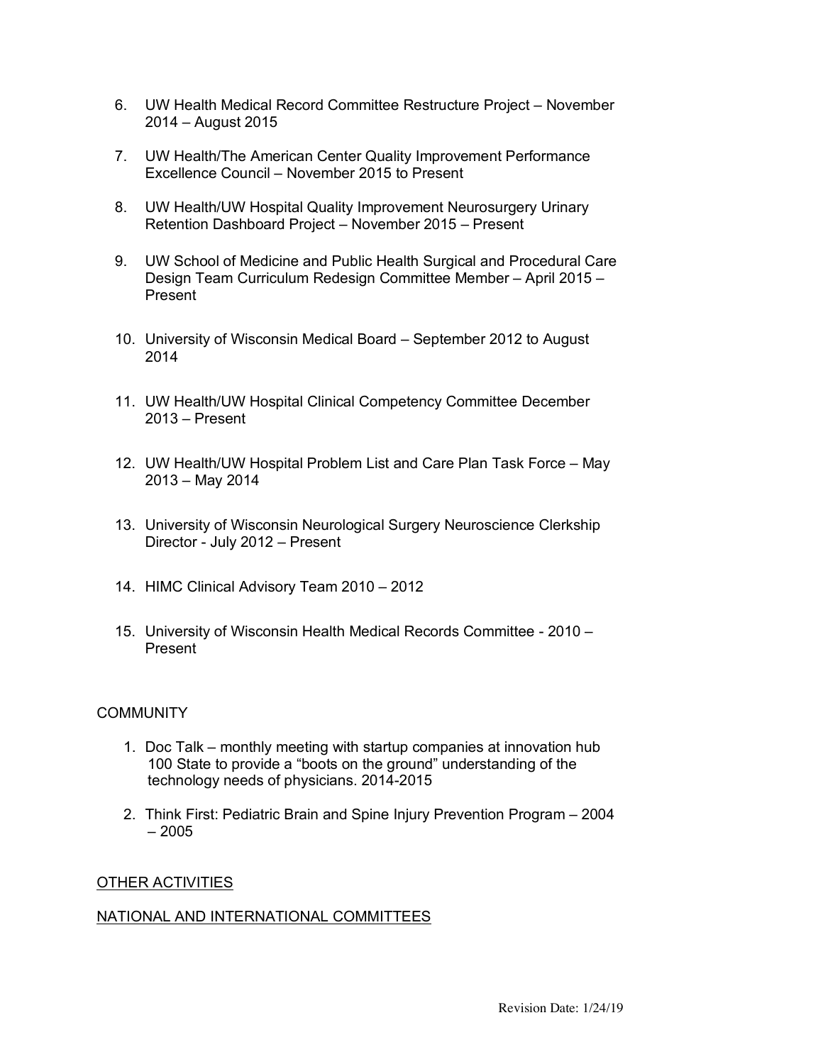6. UW Health Medical Record Committee Restructure Project – November 2014 – August 2015

7. UW Health/The American Center Quality Improvement Performance Excellence Council – November 2015 to Present

8. UW Health/UW Hospital Quality Improvement Neurosurgery Urinary Retention Dashboard Project – November 2015 – Present

9. UW School of Medicine and Public Health Surgical and Procedural Care Design Team Curriculum Redesign Committee Member – April 2015 – Present

10. University of Wisconsin Medical Board – September 2012 to August 2014

11. UW Health/UW Hospital Clinical Competency Committee December 2013 – Present

12. UW Health/UW Hospital Problem List and Care Plan Task Force – May 2013 – May 2014

13. University of Wisconsin Neurological Surgery Neuroscience Clerkship Director - July 2012 – Present

14. HIMC Clinical Advisory Team 2010 – 2012

15. University of Wisconsin Health Medical Records Committee - 2010 – Present

COMMUNITY

1. Doc Talk – monthly meeting with startup companies at innovation hub 100 State to provide a "boots on the ground" understanding of the technology needs of physicians. 2014-2015

2. Think First: Pediatric Brain and Spine Injury Prevention Program – 2004 – 2005

<u>OTHER ACTIVITIES</u>

<u>NATIONAL AND INTERNATIONAL COMMITTEES</u>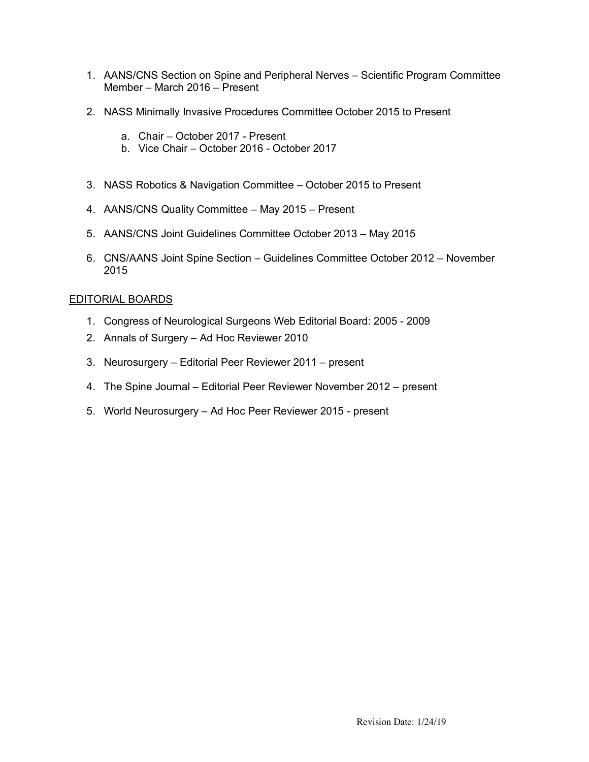1. AANS/CNS Section on Spine and Peripheral Nerves – Scientific Program Committee Member – March 2016 – Present

2. NASS Minimally Invasive Procedures Committee October 2015 to Present

    a. Chair – October 2017 - Present
    b. Vice Chair – October 2016 - October 2017

3. NASS Robotics & Navigation Committee – October 2015 to Present

4. AANS/CNS Quality Committee – May 2015 – Present

5. AANS/CNS Joint Guidelines Committee October 2013 – May 2015

6. CNS/AANS Joint Spine Section – Guidelines Committee October 2012 – November 2015

<u>EDITORIAL BOARDS</u>

1. Congress of Neurological Surgeons Web Editorial Board: 2005 - 2009
2. Annals of Surgery – Ad Hoc Reviewer 2010
3. Neurosurgery – Editorial Peer Reviewer 2011 – present
4. The Spine Journal – Editorial Peer Reviewer November 2012 – present
5. World Neurosurgery – Ad Hoc Peer Reviewer 2015 - present

Revision Date: 1/24/19